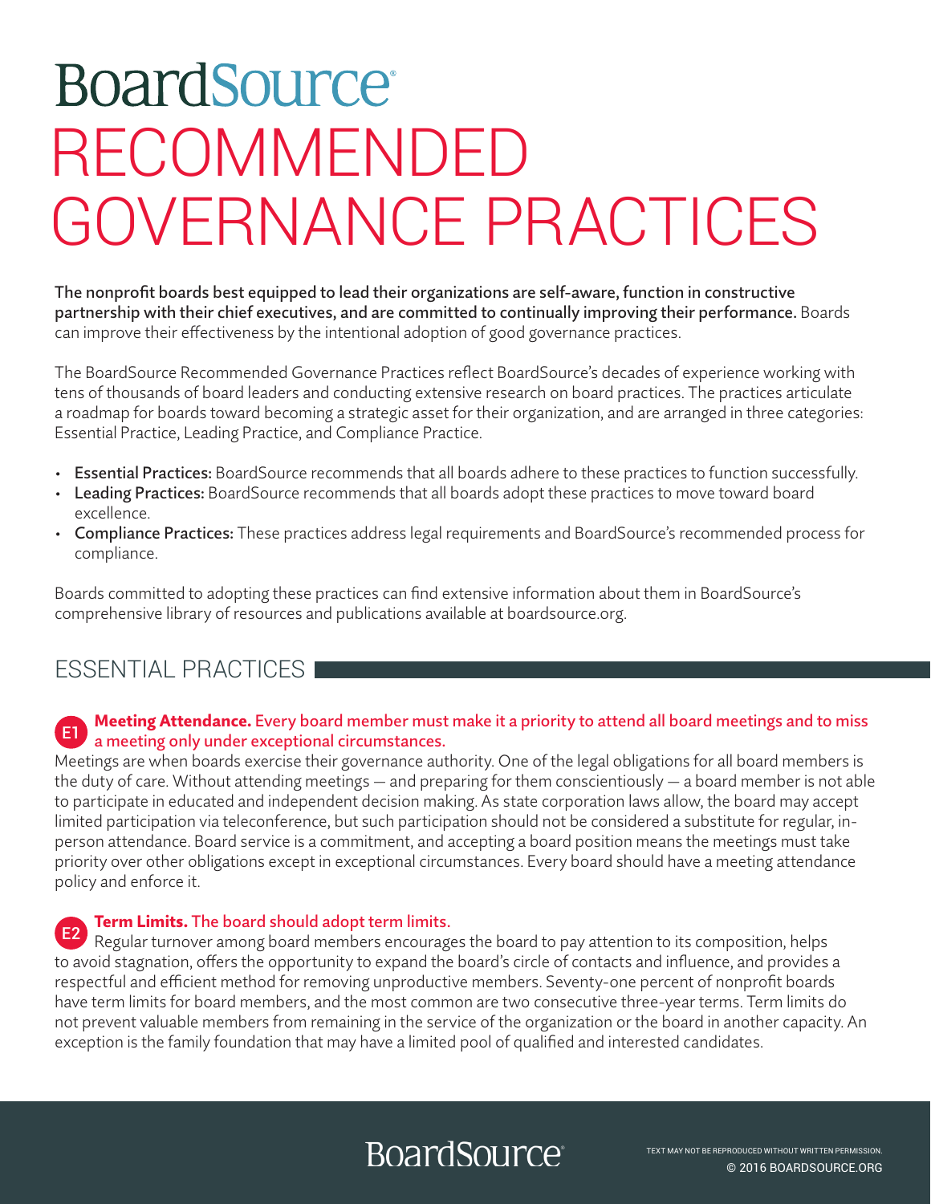# BoardSource

# RECOMMENDED GOVERNANCE PRACTICES

**The nonprofit boards best equipped to lead their organizations are self-aware, function in constructive partnership with their chief executives, and are committed to continually improving their performance.** Boards can improve their effectiveness by the intentional adoption of good governance practices.

The BoardSource Recommended Governance Practices reflect BoardSource's decades of experience working with tens of thousands of board leaders and conducting extensive research on board practices. The practices articulate a roadmap for boards toward becoming a strategic asset for their organization, and are arranged in three categories: Essential Practice, Leading Practice, and Compliance Practice.

- **Essential Practices:** BoardSource recommends that all boards adhere to these practices to function successfully.
- **Leading Practices:** BoardSource recommends that all boards adopt these practices to move toward board excellence.
- **Compliance Practices:** These practices address legal requirements and BoardSource's recommended process for compliance.

Boards committed to adopting these practices can find extensive information about them in BoardSource's comprehensive library of resources and publications available at boardsource.org.

## ESSENTIAL PRACTICES

**E1 Meeting Attendance.** Every board member must make it a priority to attend all board meetings and to miss a meeting only under exceptional circumstances.

Meetings are when boards exercise their governance authority. One of the legal obligations for all board members is the duty of care. Without attending meetings — and preparing for them conscientiously — a board member is not able to participate in educated and independent decision making. As state corporation laws allow, the board may accept limited participation via teleconference, but such participation should not be considered a substitute for regular, in-person attendance. Board service is a commitment, and accepting a board position means the meetings must take priority over other obligations except in exceptional circumstances. Every board should have a meeting attendance policy and enforce it.

**E2 Term Limits.** The board should adopt term limits.

Regular turnover among board members encourages the board to pay attention to its composition, helps to avoid stagnation, offers the opportunity to expand the board's circle of contacts and influence, and provides a respectful and efficient method for removing unproductive members. Seventy-one percent of nonprofit boards have term limits for board members, and the most common are two consecutive three-year terms. Term limits do not prevent valuable members from remaining in the service of the organization or the board in another capacity. An exception is the family foundation that may have a limited pool of qualified and interested candidates.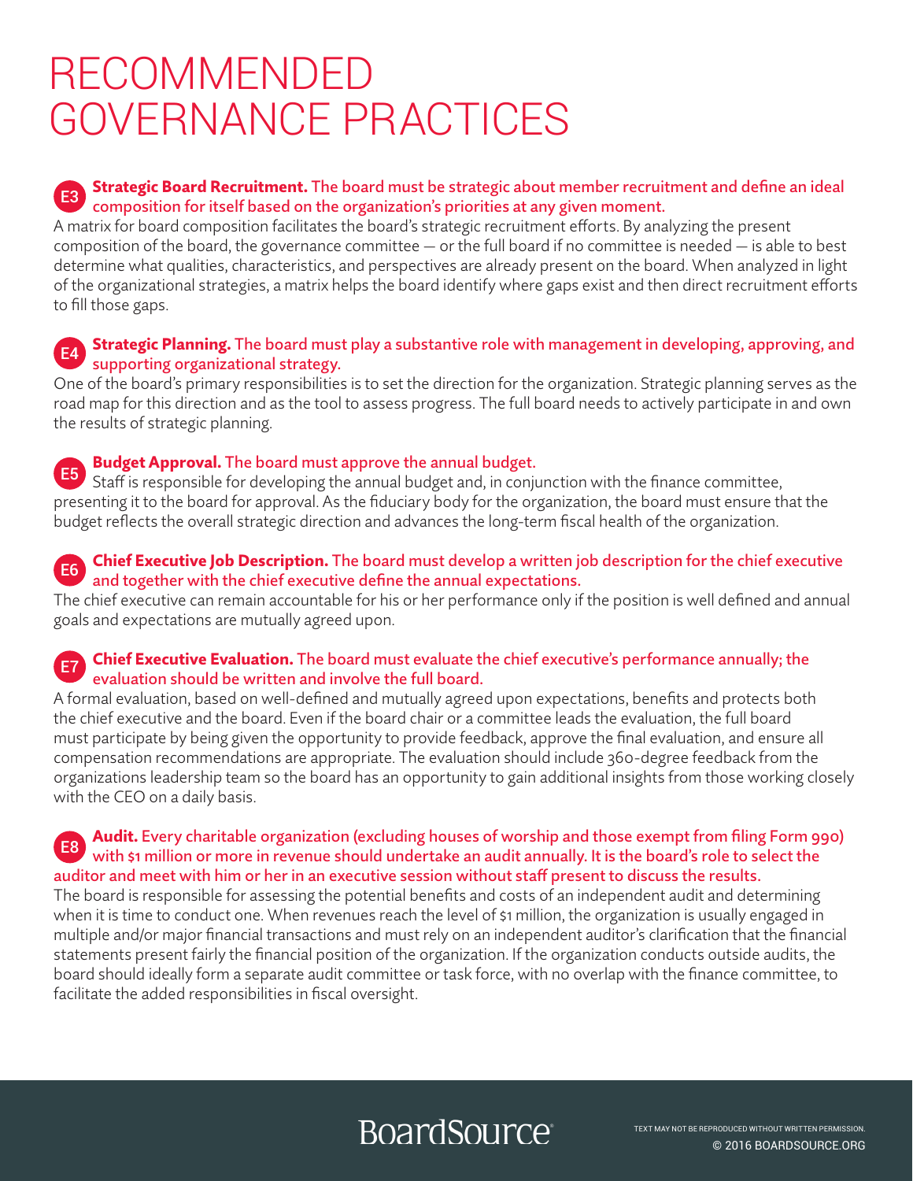# RECOMMENDED GOVERNANCE PRACTICES

**E3 Strategic Board Recruitment. The board must be strategic about member recruitment and define an ideal composition for itself based on the organization's priorities at any given moment.**

A matrix for board composition facilitates the board's strategic recruitment efforts. By analyzing the present composition of the board, the governance committee — or the full board if no committee is needed — is able to best determine what qualities, characteristics, and perspectives are already present on the board. When analyzed in light of the organizational strategies, a matrix helps the board identify where gaps exist and then direct recruitment efforts to fill those gaps.

**E4 Strategic Planning. The board must play a substantive role with management in developing, approving, and supporting organizational strategy.**

One of the board's primary responsibilities is to set the direction for the organization. Strategic planning serves as the road map for this direction and as the tool to assess progress. The full board needs to actively participate in and own the results of strategic planning.

**E5 Budget Approval. The board must approve the annual budget.**

Staff is responsible for developing the annual budget and, in conjunction with the finance committee, presenting it to the board for approval. As the fiduciary body for the organization, the board must ensure that the budget reflects the overall strategic direction and advances the long-term fiscal health of the organization.

**E6 Chief Executive Job Description. The board must develop a written job description for the chief executive and together with the chief executive define the annual expectations.**

The chief executive can remain accountable for his or her performance only if the position is well defined and annual goals and expectations are mutually agreed upon.

**E7 Chief Executive Evaluation. The board must evaluate the chief executive's performance annually; the evaluation should be written and involve the full board.**

A formal evaluation, based on well-defined and mutually agreed upon expectations, benefits and protects both the chief executive and the board. Even if the board chair or a committee leads the evaluation, the full board must participate by being given the opportunity to provide feedback, approve the final evaluation, and ensure all compensation recommendations are appropriate. The evaluation should include 360-degree feedback from the organizations leadership team so the board has an opportunity to gain additional insights from those working closely with the CEO on a daily basis.

**E8 Audit. Every charitable organization (excluding houses of worship and those exempt from filing Form 990) with $1 million or more in revenue should undertake an audit annually. It is the board's role to select the auditor and meet with him or her in an executive session without staff present to discuss the results.**

The board is responsible for assessing the potential benefits and costs of an independent audit and determining when it is time to conduct one. When revenues reach the level of $1 million, the organization is usually engaged in multiple and/or major financial transactions and must rely on an independent auditor's clarification that the financial statements present fairly the financial position of the organization. If the organization conducts outside audits, the board should ideally form a separate audit committee or task force, with no overlap with the finance committee, to facilitate the added responsibilities in fiscal oversight.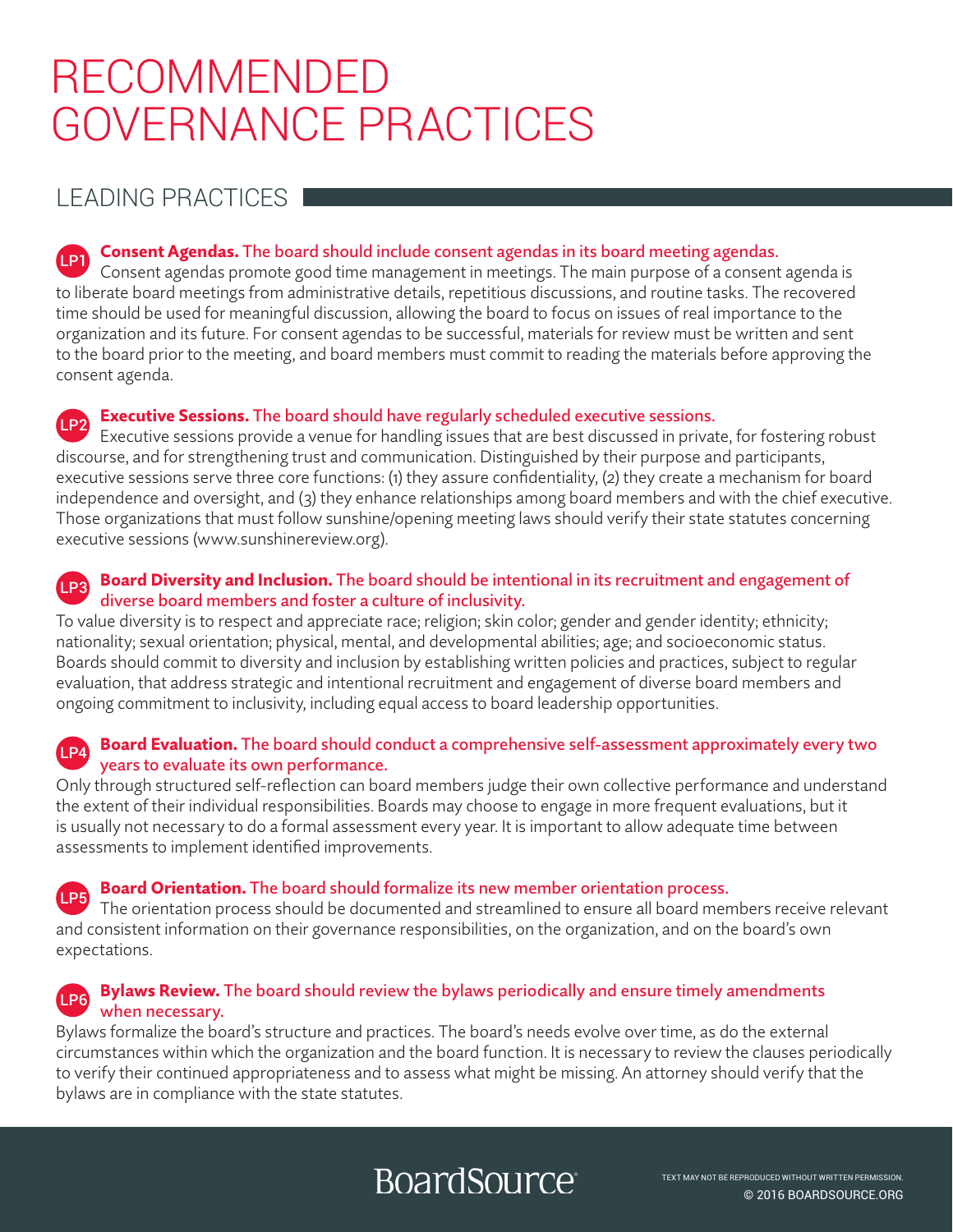# RECOMMENDED GOVERNANCE PRACTICES

## LEADING PRACTICES

**LP1 Consent Agendas.** The board should include consent agendas in its board meeting agendas.
Consent agendas promote good time management in meetings. The main purpose of a consent agenda is to liberate board meetings from administrative details, repetitious discussions, and routine tasks. The recovered time should be used for meaningful discussion, allowing the board to focus on issues of real importance to the organization and its future. For consent agendas to be successful, materials for review must be written and sent to the board prior to the meeting, and board members must commit to reading the materials before approving the consent agenda.

**LP2 Executive Sessions.** The board should have regularly scheduled executive sessions.
Executive sessions provide a venue for handling issues that are best discussed in private, for fostering robust discourse, and for strengthening trust and communication. Distinguished by their purpose and participants, executive sessions serve three core functions: (1) they assure confidentiality, (2) they create a mechanism for board independence and oversight, and (3) they enhance relationships among board members and with the chief executive. Those organizations that must follow sunshine/opening meeting laws should verify their state statutes concerning executive sessions (www.sunshinereview.org).

**LP3 Board Diversity and Inclusion.** The board should be intentional in its recruitment and engagement of diverse board members and foster a culture of inclusivity.
To value diversity is to respect and appreciate race; religion; skin color; gender and gender identity; ethnicity; nationality; sexual orientation; physical, mental, and developmental abilities; age; and socioeconomic status. Boards should commit to diversity and inclusion by establishing written policies and practices, subject to regular evaluation, that address strategic and intentional recruitment and engagement of diverse board members and ongoing commitment to inclusivity, including equal access to board leadership opportunities.

**LP4 Board Evaluation.** The board should conduct a comprehensive self-assessment approximately every two years to evaluate its own performance.
Only through structured self-reflection can board members judge their own collective performance and understand the extent of their individual responsibilities. Boards may choose to engage in more frequent evaluations, but it is usually not necessary to do a formal assessment every year. It is important to allow adequate time between assessments to implement identified improvements.

**LP5 Board Orientation.** The board should formalize its new member orientation process.
The orientation process should be documented and streamlined to ensure all board members receive relevant and consistent information on their governance responsibilities, on the organization, and on the board's own expectations.

**LP6 Bylaws Review.** The board should review the bylaws periodically and ensure timely amendments when necessary.
Bylaws formalize the board's structure and practices. The board's needs evolve over time, as do the external circumstances within which the organization and the board function. It is necessary to review the clauses periodically to verify their continued appropriateness and to assess what might be missing. An attorney should verify that the bylaws are in compliance with the state statutes.

BoardSource

TEXT MAY NOT BE REPRODUCED WITHOUT WRITTEN PERMISSION.
© 2016 BOARDSOURCE.ORG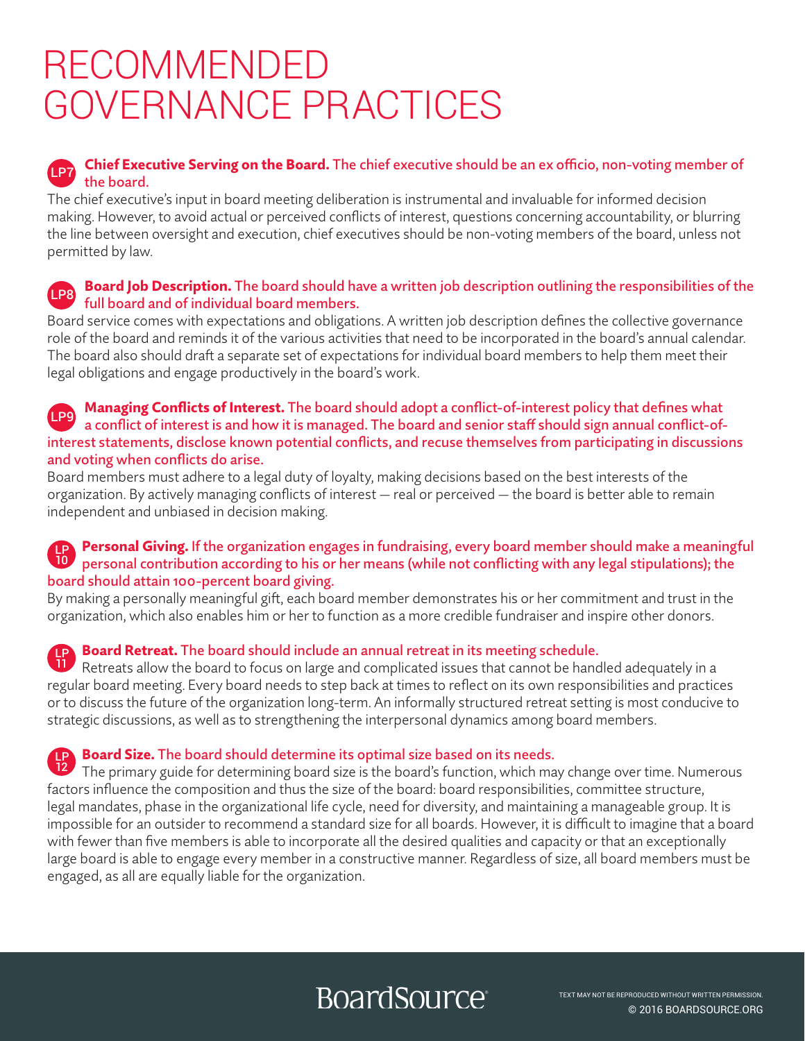# RECOMMENDED GOVERNANCE PRACTICES

**LP7 Chief Executive Serving on the Board. The chief executive should be an ex officio, non-voting member of the board.**

The chief executive's input in board meeting deliberation is instrumental and invaluable for informed decision making. However, to avoid actual or perceived conflicts of interest, questions concerning accountability, or blurring the line between oversight and execution, chief executives should be non-voting members of the board, unless not permitted by law.

**LP8 Board Job Description. The board should have a written job description outlining the responsibilities of the full board and of individual board members.**

Board service comes with expectations and obligations. A written job description defines the collective governance role of the board and reminds it of the various activities that need to be incorporated in the board's annual calendar. The board also should draft a separate set of expectations for individual board members to help them meet their legal obligations and engage productively in the board's work.

**LP9 Managing Conflicts of Interest. The board should adopt a conflict-of-interest policy that defines what a conflict of interest is and how it is managed. The board and senior staff should sign annual conflict-of-interest statements, disclose known potential conflicts, and recuse themselves from participating in discussions and voting when conflicts do arise.**

Board members must adhere to a legal duty of loyalty, making decisions based on the best interests of the organization. By actively managing conflicts of interest — real or perceived — the board is better able to remain independent and unbiased in decision making.

**LP10 Personal Giving. If the organization engages in fundraising, every board member should make a meaningful personal contribution according to his or her means (while not conflicting with any legal stipulations); the board should attain 100-percent board giving.**

By making a personally meaningful gift, each board member demonstrates his or her commitment and trust in the organization, which also enables him or her to function as a more credible fundraiser and inspire other donors.

**LP11 Board Retreat. The board should include an annual retreat in its meeting schedule.**

Retreats allow the board to focus on large and complicated issues that cannot be handled adequately in a regular board meeting. Every board needs to step back at times to reflect on its own responsibilities and practices or to discuss the future of the organization long-term. An informally structured retreat setting is most conducive to strategic discussions, as well as to strengthening the interpersonal dynamics among board members.

**LP12 Board Size. The board should determine its optimal size based on its needs.**

The primary guide for determining board size is the board's function, which may change over time. Numerous factors influence the composition and thus the size of the board: board responsibilities, committee structure, legal mandates, phase in the organizational life cycle, need for diversity, and maintaining a manageable group. It is impossible for an outsider to recommend a standard size for all boards. However, it is difficult to imagine that a board with fewer than five members is able to incorporate all the desired qualities and capacity or that an exceptionally large board is able to engage every member in a constructive manner. Regardless of size, all board members must be engaged, as all are equally liable for the organization.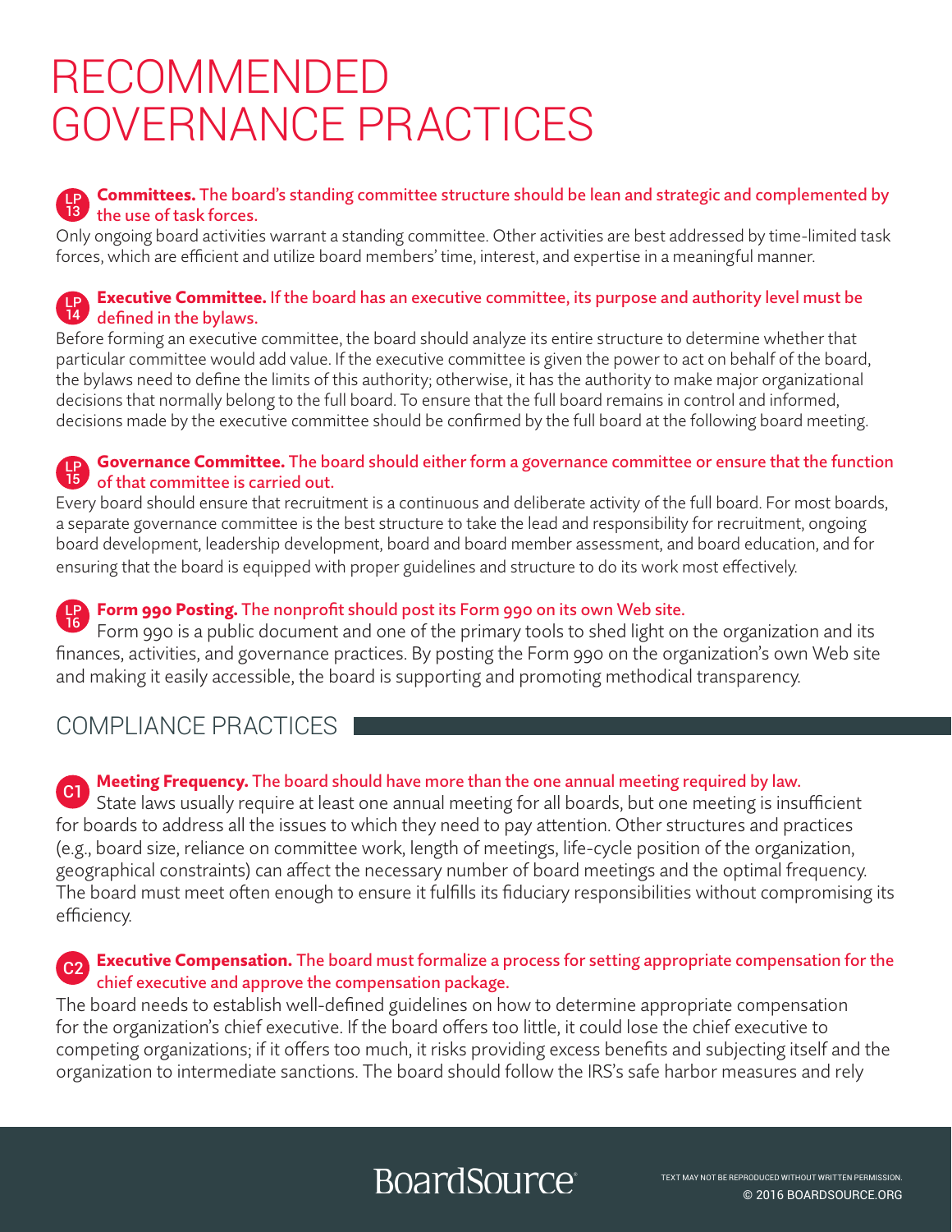# RECOMMENDED GOVERNANCE PRACTICES

**LP 13** **Committees.** The board's standing committee structure should be lean and strategic and complemented by the use of task forces.

Only ongoing board activities warrant a standing committee. Other activities are best addressed by time-limited task forces, which are efficient and utilize board members' time, interest, and expertise in a meaningful manner.

**LP 14** **Executive Committee.** If the board has an executive committee, its purpose and authority level must be defined in the bylaws.

Before forming an executive committee, the board should analyze its entire structure to determine whether that particular committee would add value. If the executive committee is given the power to act on behalf of the board, the bylaws need to define the limits of this authority; otherwise, it has the authority to make major organizational decisions that normally belong to the full board. To ensure that the full board remains in control and informed, decisions made by the executive committee should be confirmed by the full board at the following board meeting.

**LP 15** **Governance Committee.** The board should either form a governance committee or ensure that the function of that committee is carried out.

Every board should ensure that recruitment is a continuous and deliberate activity of the full board. For most boards, a separate governance committee is the best structure to take the lead and responsibility for recruitment, ongoing board development, leadership development, board and board member assessment, and board education, and for ensuring that the board is equipped with proper guidelines and structure to do its work most effectively.

**LP 16** **Form 990 Posting.** The nonprofit should post its Form 990 on its own Web site.

Form 990 is a public document and one of the primary tools to shed light on the organization and its finances, activities, and governance practices. By posting the Form 990 on the organization's own Web site and making it easily accessible, the board is supporting and promoting methodical transparency.

## COMPLIANCE PRACTICES

**C1** **Meeting Frequency.** The board should have more than the one annual meeting required by law.

State laws usually require at least one annual meeting for all boards, but one meeting is insufficient for boards to address all the issues to which they need to pay attention. Other structures and practices (e.g., board size, reliance on committee work, length of meetings, life-cycle position of the organization, geographical constraints) can affect the necessary number of board meetings and the optimal frequency. The board must meet often enough to ensure it fulfills its fiduciary responsibilities without compromising its efficiency.

**C2** **Executive Compensation.** The board must formalize a process for setting appropriate compensation for the chief executive and approve the compensation package.

The board needs to establish well-defined guidelines on how to determine appropriate compensation for the organization's chief executive. If the board offers too little, it could lose the chief executive to competing organizations; if it offers too much, it risks providing excess benefits and subjecting itself and the organization to intermediate sanctions. The board should follow the IRS's safe harbor measures and rely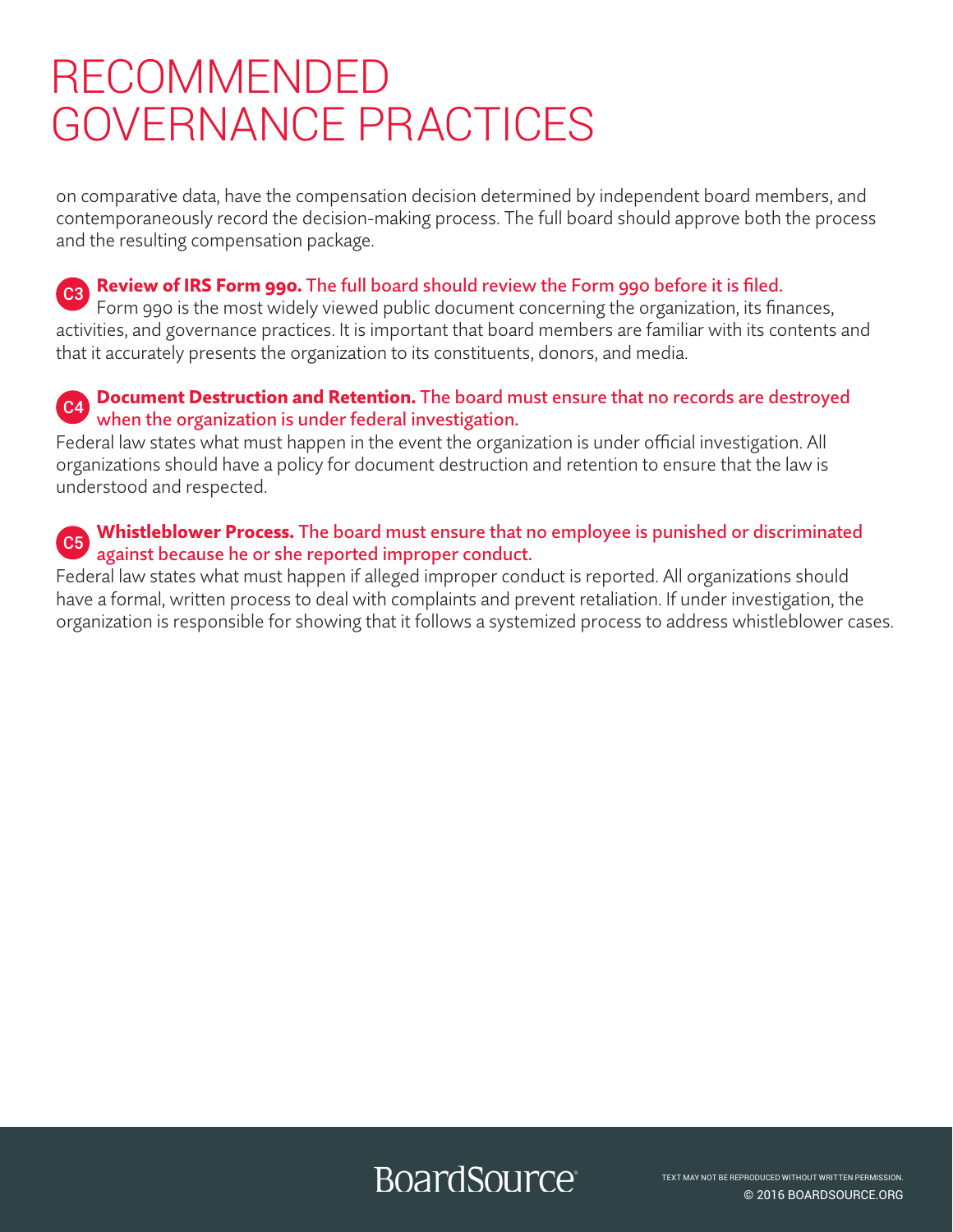# RECOMMENDED GOVERNANCE PRACTICES

on comparative data, have the compensation decision determined by independent board members, and contemporaneously record the decision-making process. The full board should approve both the process and the resulting compensation package.

**C3** **Review of IRS Form 990.** The full board should review the Form 990 before it is filed.
Form 990 is the most widely viewed public document concerning the organization, its finances, activities, and governance practices. It is important that board members are familiar with its contents and that it accurately presents the organization to its constituents, donors, and media.

**C4** **Document Destruction and Retention.** The board must ensure that no records are destroyed when the organization is under federal investigation.
Federal law states what must happen in the event the organization is under official investigation. All organizations should have a policy for document destruction and retention to ensure that the law is understood and respected.

**C5** **Whistleblower Process.** The board must ensure that no employee is punished or discriminated against because he or she reported improper conduct.
Federal law states what must happen if alleged improper conduct is reported. All organizations should have a formal, written process to deal with complaints and prevent retaliation. If under investigation, the organization is responsible for showing that it follows a systemized process to address whistleblower cases.

BoardSource®

TEXT MAY NOT BE REPRODUCED WITHOUT WRITTEN PERMISSION.
© 2016 BOARDSOURCE.ORG